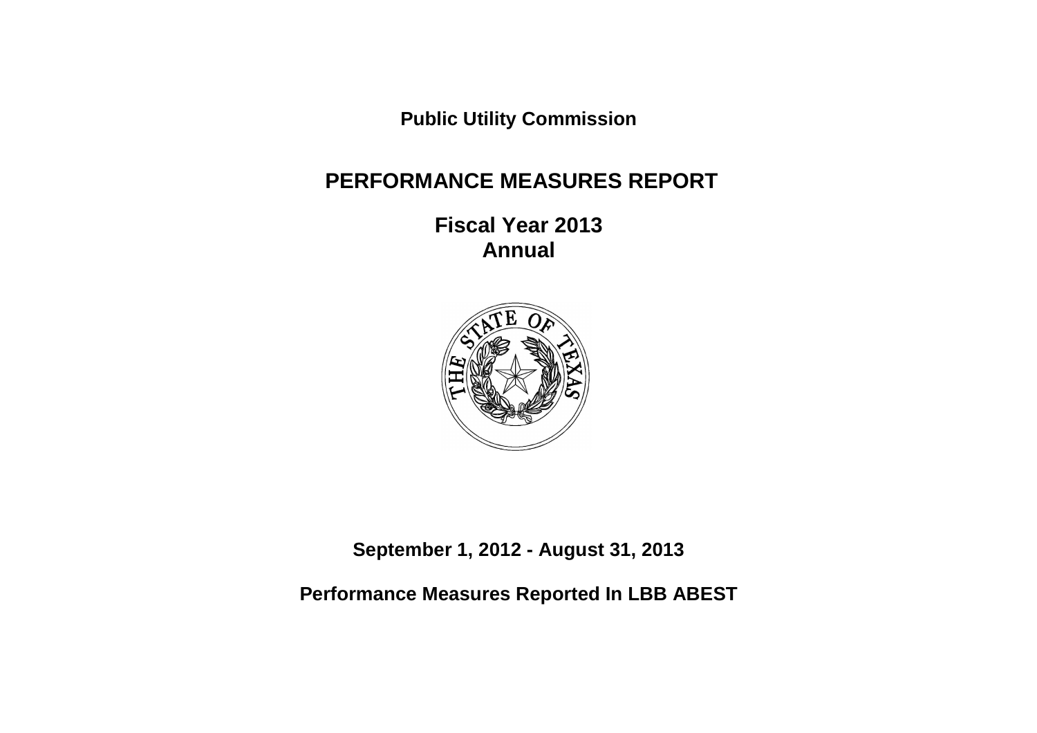**Public Utility Commission**

# PERFORMANCE MEASURES REPORT

## Fiscal Year 2013
## Annual

**September 1, 2012 - August 31, 2013**

**Performance Measures Reported In LBB ABEST**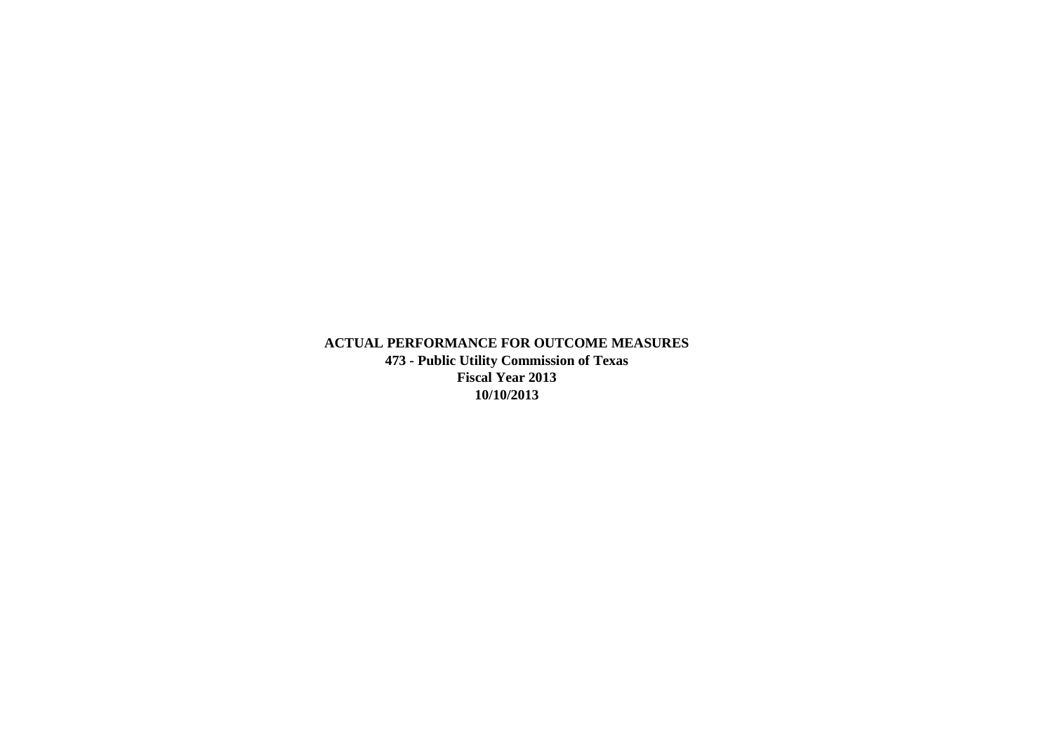**ACTUAL PERFORMANCE FOR OUTCOME MEASURES**

**473 - Public Utility Commission of Texas**

**Fiscal Year 2013**

**10/10/2013**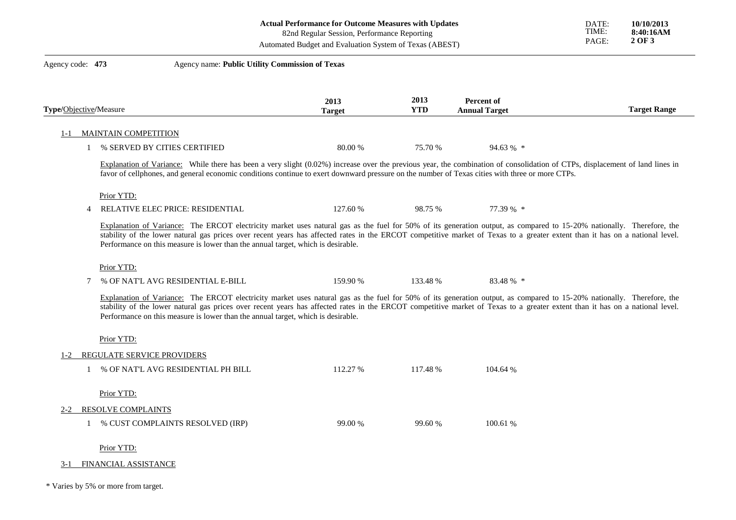# Actual Performance for Outcome Measures with Updates

82nd Regular Session, Performance Reporting

Automated Budget and Evaluation System of Texas (ABEST)

DATE: **10/10/2013**
TIME: **8:40:16AM**

Agency code: **473** Agency name: **Public Utility Commission of Texas**

| **Type**/Objective/Measure | **2013 Target** | **2013 YTD** | **Percent of Annual Target** | **Target Range** |
|---|---|---|---|---|
| 1-1 MAINTAIN COMPETITION | | | | |
| 1 % SERVED BY CITIES CERTIFIED | 80.00 % | 75.70 % | 94.63 % * | |

Explanation of Variance: While there has been a very slight (0.02%) increase over the previous year, the combination of consolidation of CTPs, displacement of land lines in favor of cellphones, and general economic conditions continue to exert downward pressure on the number of Texas cities with three or more CTPs.

Prior YTD:

| **Type**/Objective/Measure | **2013 Target** | **2013 YTD** | **Percent of Annual Target** | **Target Range** |
|---|---|---|---|---|
| 4 RELATIVE ELEC PRICE: RESIDENTIAL | 127.60 % | 98.75 % | 77.39 % * | |

Explanation of Variance: The ERCOT electricity market uses natural gas as the fuel for 50% of its generation output, as compared to 15-20% nationally. Therefore, the stability of the lower natural gas prices over recent years has affected rates in the ERCOT competitive market of Texas to a greater extent than it has on a national level. Performance on this measure is lower than the annual target, which is desirable.

Prior YTD:

| **Type**/Objective/Measure | **2013 Target** | **2013 YTD** | **Percent of Annual Target** | **Target Range** |
|---|---|---|---|---|
| 7 % OF NAT'L AVG RESIDENTIAL E-BILL | 159.90 % | 133.48 % | 83.48 % * | |

Explanation of Variance: The ERCOT electricity market uses natural gas as the fuel for 50% of its generation output, as compared to 15-20% nationally. Therefore, the stability of the lower natural gas prices over recent years has affected rates in the ERCOT competitive market of Texas to a greater extent than it has on a national level. Performance on this measure is lower than the annual target, which is desirable.

Prior YTD:

| **Type**/Objective/Measure | **2013 Target** | **2013 YTD** | **Percent of Annual Target** | **Target Range** |
|---|---|---|---|---|
| 1-2 REGULATE SERVICE PROVIDERS | | | | |
| 1 % OF NAT'L AVG RESIDENTIAL PH BILL | 112.27 % | 117.48 % | 104.64 % | |

Prior YTD:

| **Type**/Objective/Measure | **2013 Target** | **2013 YTD** | **Percent of Annual Target** | **Target Range** |
|---|---|---|---|---|
| 2-2 RESOLVE COMPLAINTS | | | | |
| 1 % CUST COMPLAINTS RESOLVED (IRP) | 99.00 % | 99.60 % | 100.61 % | |

Prior YTD:

3-1 FINANCIAL ASSISTANCE

\* Varies by 5% or more from target.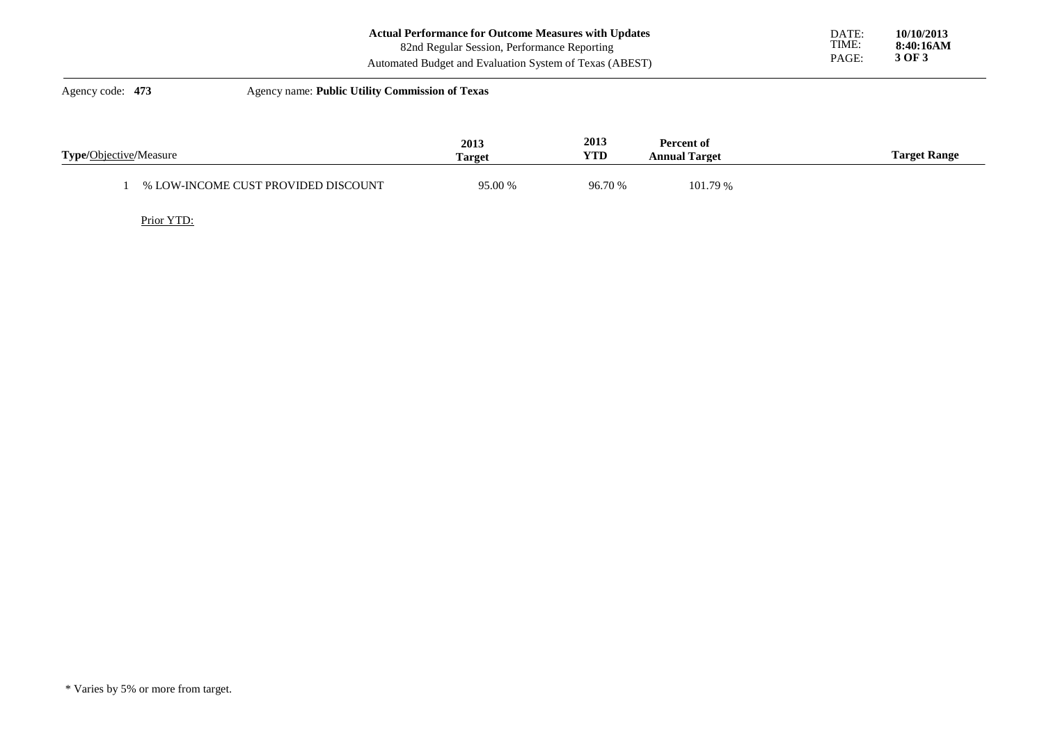**Actual Performance for Outcome Measures with Updates**
82nd Regular Session, Performance Reporting
Automated Budget and Evaluation System of Texas (ABEST)

DATE: **10/10/2013**
TIME: **8:40:16AM**

Agency code: **473** Agency name: **Public Utility Commission of Texas**

| **Type**/Objective/Measure | 2013 Target | 2013 YTD | Percent of Annual Target | Target Range |
|---|---|---|---|---|
| 1 % LOW-INCOME CUST PROVIDED DISCOUNT | 95.00 % | 96.70 % | 101.79 % | |

Prior YTD:

\* Varies by 5% or more from target.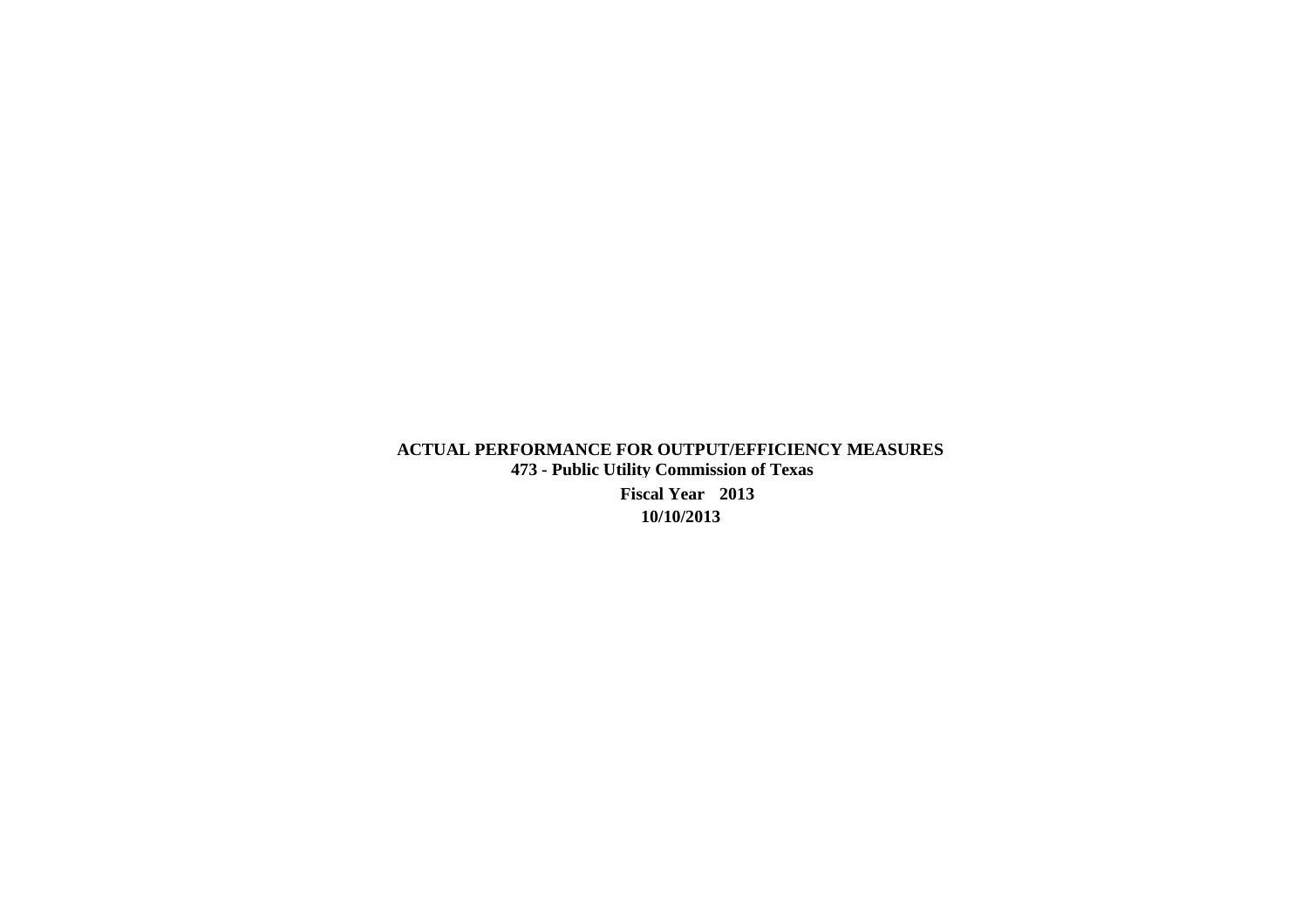**ACTUAL PERFORMANCE FOR OUTPUT/EFFICIENCY MEASURES**

**473 - Public Utility Commission of Texas**

**Fiscal Year 2013**

**10/10/2013**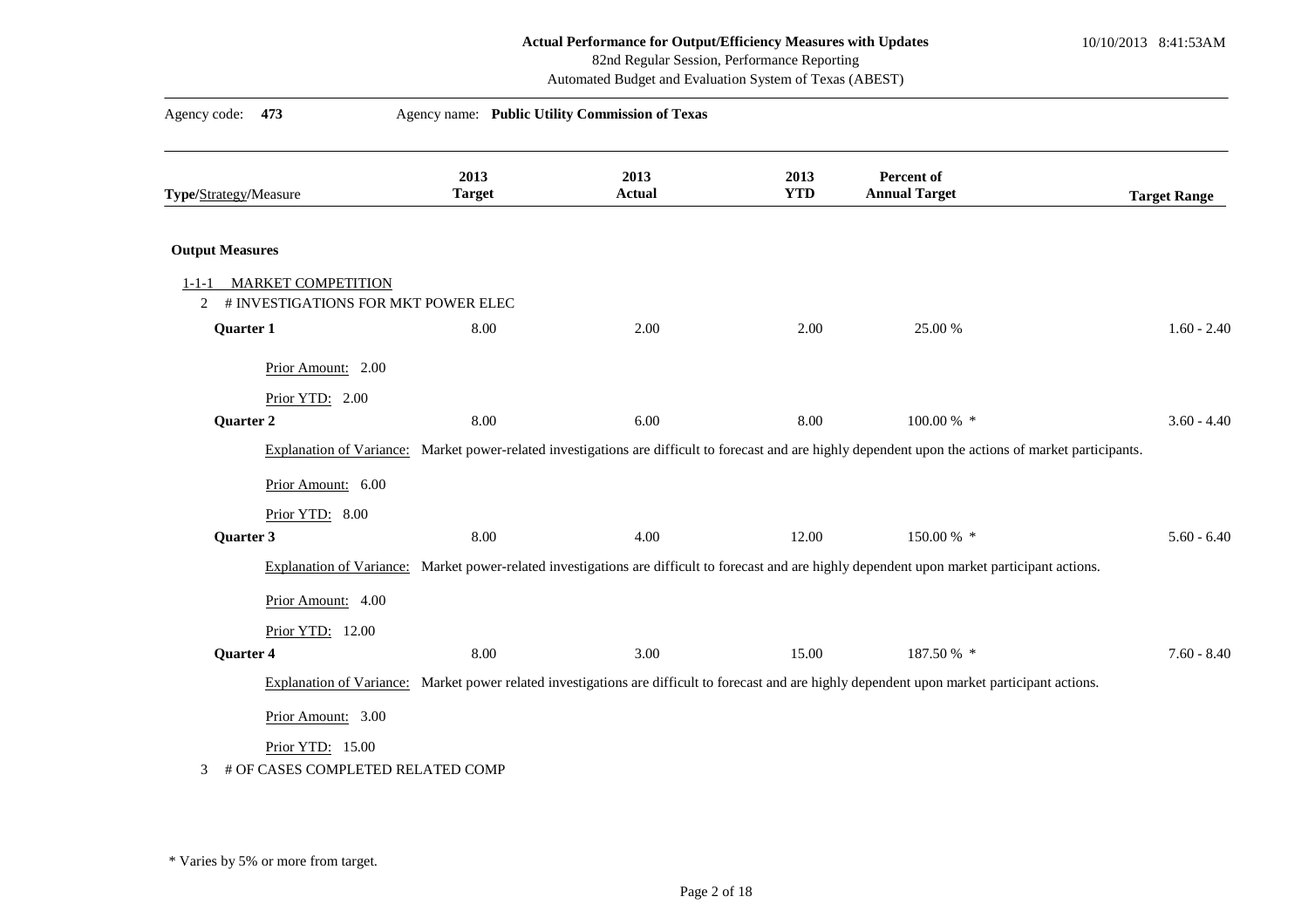**Actual Performance for Output/Efficiency Measures with Updates**
82nd Regular Session, Performance Reporting
Automated Budget and Evaluation System of Texas (ABEST)

10/10/2013 8:41:53AM

Agency code: **473** Agency name: **Public Utility Commission of Texas**

| Type/Strategy/Measure | 2013 Target | 2013 Actual | 2013 YTD | Percent of Annual Target | Target Range |
|---|---|---|---|---|---|
| **Output Measures** | | | | | |
| 1-1-1 MARKET COMPETITION | | | | | |
| 2 # INVESTIGATIONS FOR MKT POWER ELEC | | | | | |
| **Quarter 1** | 8.00 | 2.00 | 2.00 | 25.00 % | 1.60 - 2.40 |
| Prior Amount: 2.00 | | | | | |
| Prior YTD: 2.00 | | | | | |
| **Quarter 2** | 8.00 | 6.00 | 8.00 | 100.00 % * | 3.60 - 4.40 |
| Explanation of Variance: Market power-related investigations are difficult to forecast and are highly dependent upon the actions of market participants. | | | | | |
| Prior Amount: 6.00 | | | | | |
| Prior YTD: 8.00 | | | | | |
| **Quarter 3** | 8.00 | 4.00 | 12.00 | 150.00 % * | 5.60 - 6.40 |
| Explanation of Variance: Market power-related investigations are difficult to forecast and are highly dependent upon market participant actions. | | | | | |
| Prior Amount: 4.00 | | | | | |
| Prior YTD: 12.00 | | | | | |
| **Quarter 4** | 8.00 | 3.00 | 15.00 | 187.50 % * | 7.60 - 8.40 |
| Explanation of Variance: Market power related investigations are difficult to forecast and are highly dependent upon market participant actions. | | | | | |
| Prior Amount: 3.00 | | | | | |
| Prior YTD: 15.00 | | | | | |
| 3 # OF CASES COMPLETED RELATED COMP | | | | | |

* Varies by 5% or more from target.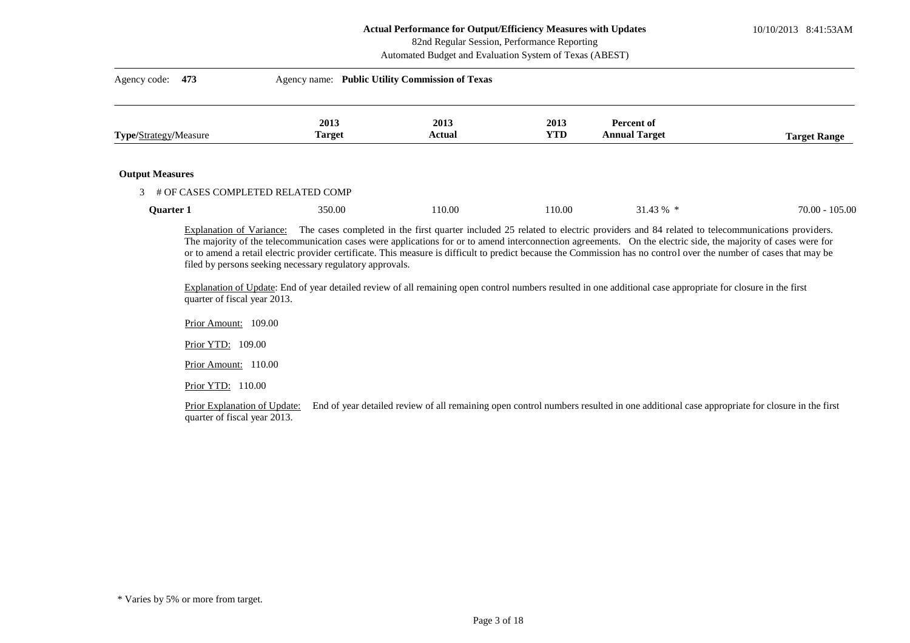**Actual Performance for Output/Efficiency Measures with Updates**
82nd Regular Session, Performance Reporting
Automated Budget and Evaluation System of Texas (ABEST)

10/10/2013 8:41:53AM

Agency code: **473** Agency name: **Public Utility Commission of Texas**

| **Type**/Strategy/Measure | 2013 Target | 2013 Actual | 2013 YTD | Percent of Annual Target | Target Range |
|---|---|---|---|---|---|
| **Output Measures** | | | | | |
| 3 # OF CASES COMPLETED RELATED COMP | | | | | |
| **Quarter 1** | 350.00 | 110.00 | 110.00 | 31.43 % * | 70.00 - 105.00 |

Explanation of Variance: The cases completed in the first quarter included 25 related to electric providers and 84 related to telecommunications providers. The majority of the telecommunication cases were applications for or to amend interconnection agreements. On the electric side, the majority of cases were for or to amend a retail electric provider certificate. This measure is difficult to predict because the Commission has no control over the number of cases that may be filed by persons seeking necessary regulatory approvals.

Explanation of Update: End of year detailed review of all remaining open control numbers resulted in one additional case appropriate for closure in the first quarter of fiscal year 2013.

Prior Amount: 109.00

Prior YTD: 109.00

Prior Amount: 110.00

Prior YTD: 110.00

Prior Explanation of Update: End of year detailed review of all remaining open control numbers resulted in one additional case appropriate for closure in the first quarter of fiscal year 2013.

\* Varies by 5% or more from target.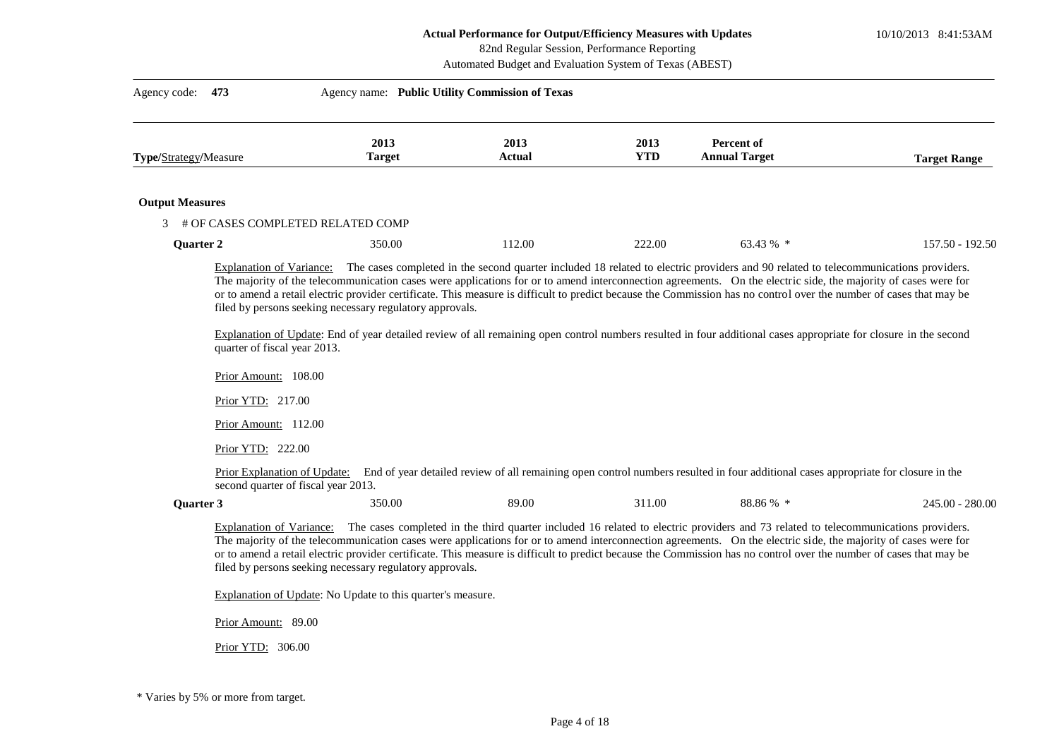**Actual Performance for Output/Efficiency Measures with Updates**
82nd Regular Session, Performance Reporting
Automated Budget and Evaluation System of Texas (ABEST)

10/10/2013 8:41:53AM

Agency code: **473** Agency name: **Public Utility Commission of Texas**

| Type/Strategy/Measure | 2013 Target | 2013 Actual | 2013 YTD | Percent of Annual Target | Target Range |
|---|---|---|---|---|---|

**Output Measures**

3 # OF CASES COMPLETED RELATED COMP

| | 2013 Target | 2013 Actual | 2013 YTD | Percent of Annual Target | Target Range |
|---|---|---|---|---|---|
| **Quarter 2** | 350.00 | 112.00 | 222.00 | 63.43 % * | 157.50 - 192.50 |

Explanation of Variance: The cases completed in the second quarter included 18 related to electric providers and 90 related to telecommunications providers. The majority of the telecommunication cases were applications for or to amend interconnection agreements. On the electric side, the majority of cases were for or to amend a retail electric provider certificate. This measure is difficult to predict because the Commission has no control over the number of cases that may be filed by persons seeking necessary regulatory approvals.

Explanation of Update: End of year detailed review of all remaining open control numbers resulted in four additional cases appropriate for closure in the second quarter of fiscal year 2013.

Prior Amount: 108.00

Prior YTD: 217.00

Prior Amount: 112.00

Prior YTD: 222.00

Prior Explanation of Update: End of year detailed review of all remaining open control numbers resulted in four additional cases appropriate for closure in the second quarter of fiscal year 2013.

| | 2013 Target | 2013 Actual | 2013 YTD | Percent of Annual Target | Target Range |
|---|---|---|---|---|---|
| **Quarter 3** | 350.00 | 89.00 | 311.00 | 88.86 % * | 245.00 - 280.00 |

Explanation of Variance: The cases completed in the third quarter included 16 related to electric providers and 73 related to telecommunications providers. The majority of the telecommunication cases were applications for or to amend interconnection agreements. On the electric side, the majority of cases were for or to amend a retail electric provider certificate. This measure is difficult to predict because the Commission has no control over the number of cases that may be filed by persons seeking necessary regulatory approvals.

Explanation of Update: No Update to this quarter's measure.

Prior Amount: 89.00

Prior YTD: 306.00

* Varies by 5% or more from target.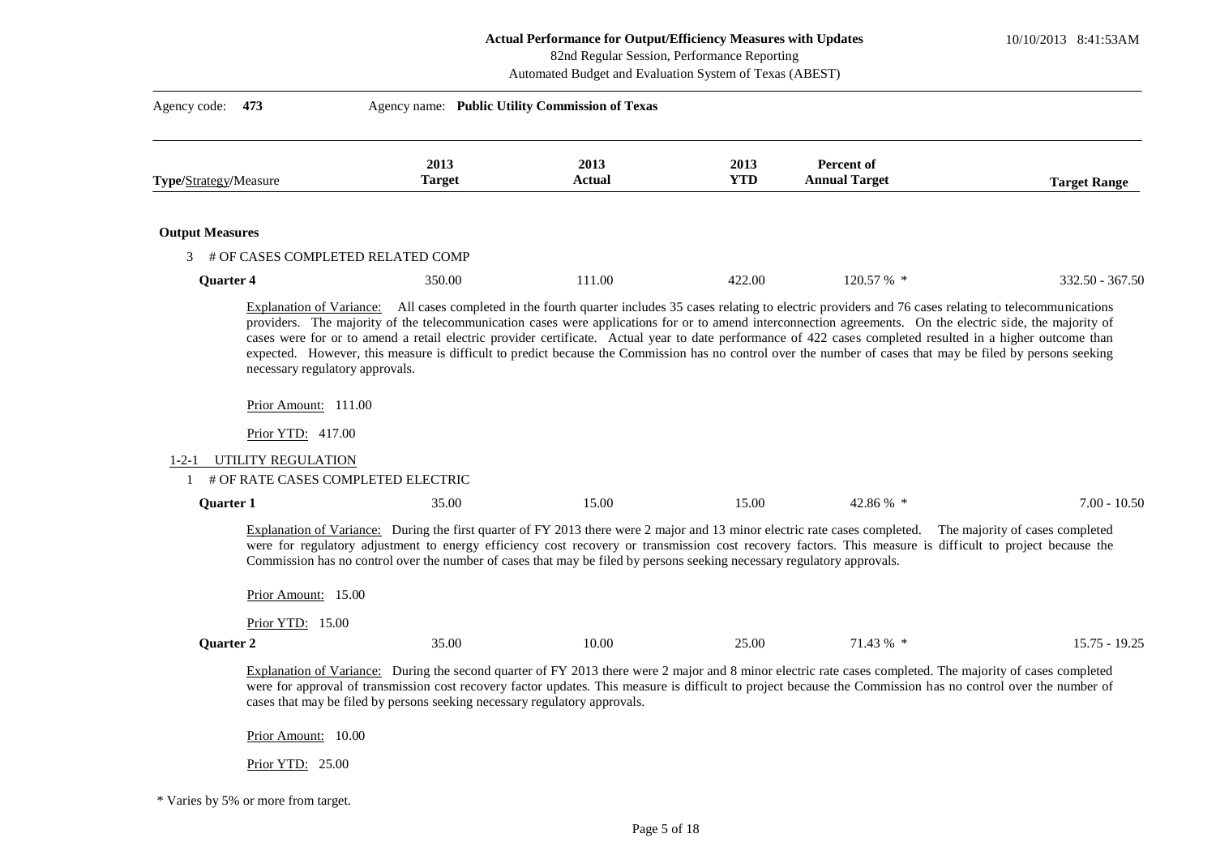**Actual Performance for Output/Efficiency Measures with Updates**
82nd Regular Session, Performance Reporting
Automated Budget and Evaluation System of Texas (ABEST)

10/10/2013 8:41:53AM

Agency code: **473** Agency name: **Public Utility Commission of Texas**

| Type/Strategy/Measure | 2013 Target | 2013 Actual | 2013 YTD | Percent of Annual Target | Target Range |
|---|---|---|---|---|---|

**Output Measures**

3 # OF CASES COMPLETED RELATED COMP

| | 2013 Target | 2013 Actual | 2013 YTD | Percent of Annual Target | Target Range |
|---|---|---|---|---|---|
| **Quarter 4** | 350.00 | 111.00 | 422.00 | 120.57 % * | 332.50 - 367.50 |

Explanation of Variance: All cases completed in the fourth quarter includes 35 cases relating to electric providers and 76 cases relating to telecommunications providers. The majority of the telecommunication cases were applications for or to amend interconnection agreements. On the electric side, the majority of cases were for or to amend a retail electric provider certificate. Actual year to date performance of 422 cases completed resulted in a higher outcome than expected. However, this measure is difficult to predict because the Commission has no control over the number of cases that may be filed by persons seeking necessary regulatory approvals.

Prior Amount: 111.00

Prior YTD: 417.00

1-2-1 UTILITY REGULATION

1 # OF RATE CASES COMPLETED ELECTRIC

| | 2013 Target | 2013 Actual | 2013 YTD | Percent of Annual Target | Target Range |
|---|---|---|---|---|---|
| **Quarter 1** | 35.00 | 15.00 | 15.00 | 42.86 % * | 7.00 - 10.50 |

Explanation of Variance: During the first quarter of FY 2013 there were 2 major and 13 minor electric rate cases completed. The majority of cases completed were for regulatory adjustment to energy efficiency cost recovery or transmission cost recovery factors. This measure is difficult to project because the Commission has no control over the number of cases that may be filed by persons seeking necessary regulatory approvals.

Prior Amount: 15.00

Prior YTD: 15.00

| | 2013 Target | 2013 Actual | 2013 YTD | Percent of Annual Target | Target Range |
|---|---|---|---|---|---|
| **Quarter 2** | 35.00 | 10.00 | 25.00 | 71.43 % * | 15.75 - 19.25 |

Explanation of Variance: During the second quarter of FY 2013 there were 2 major and 8 minor electric rate cases completed. The majority of cases completed were for approval of transmission cost recovery factor updates. This measure is difficult to project because the Commission has no control over the number of cases that may be filed by persons seeking necessary regulatory approvals.

Prior Amount: 10.00

Prior YTD: 25.00

\* Varies by 5% or more from target.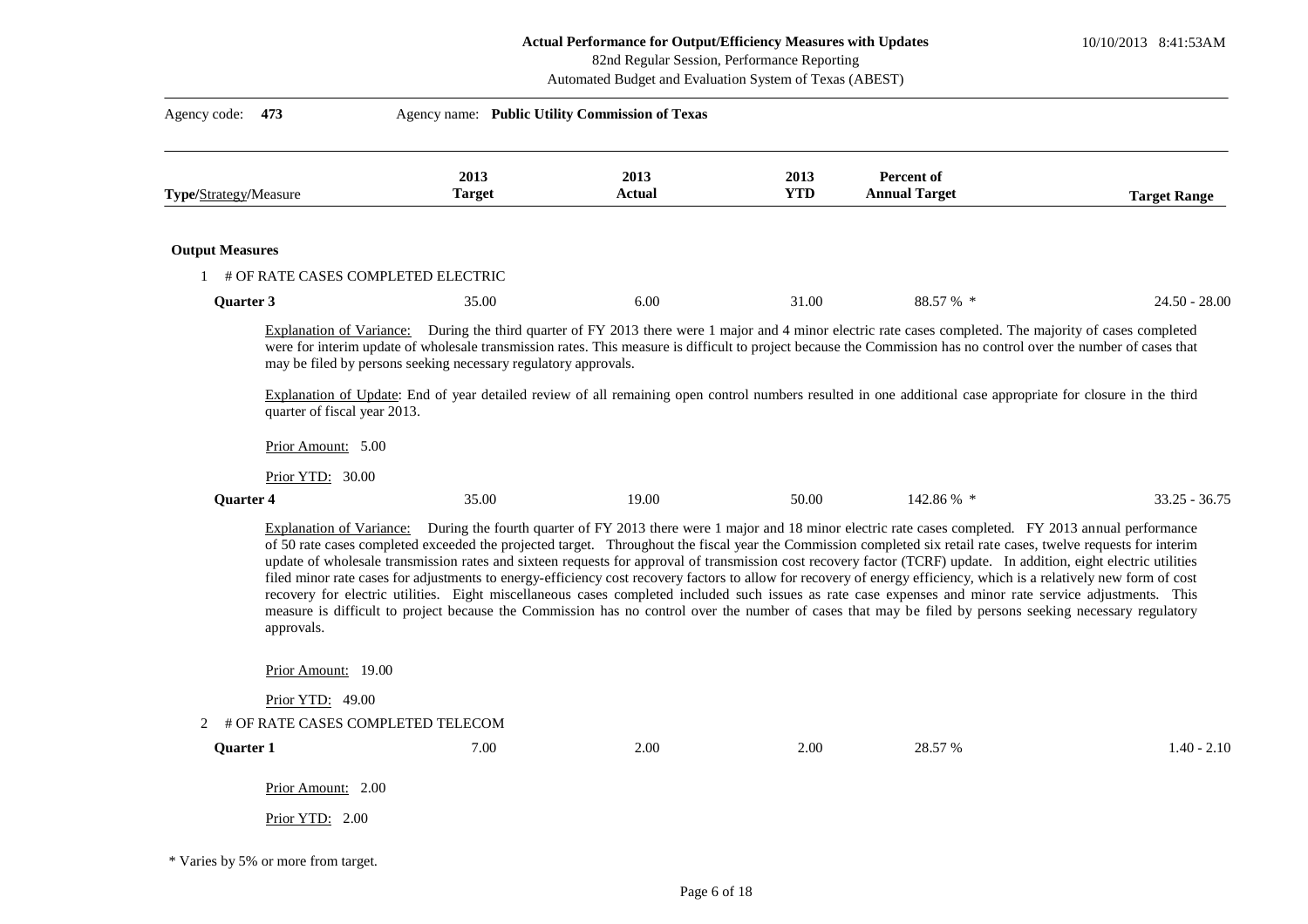**Actual Performance for Output/Efficiency Measures with Updates**
82nd Regular Session, Performance Reporting
Automated Budget and Evaluation System of Texas (ABEST)

10/10/2013 8:41:53AM

Agency code: **473** Agency name: **Public Utility Commission of Texas**

| Type/Strategy/Measure | 2013 Target | 2013 Actual | 2013 YTD | Percent of Annual Target | Target Range |
|---|---|---|---|---|---|

**Output Measures**

1 # OF RATE CASES COMPLETED ELECTRIC

| | 2013 Target | 2013 Actual | 2013 YTD | Percent of Annual Target | Target Range |
|---|---|---|---|---|---|
| **Quarter 3** | 35.00 | 6.00 | 31.00 | 88.57 % * | 24.50 - 28.00 |

Explanation of Variance: During the third quarter of FY 2013 there were 1 major and 4 minor electric rate cases completed. The majority of cases completed were for interim update of wholesale transmission rates. This measure is difficult to project because the Commission has no control over the number of cases that may be filed by persons seeking necessary regulatory approvals.

Explanation of Update: End of year detailed review of all remaining open control numbers resulted in one additional case appropriate for closure in the third quarter of fiscal year 2013.

Prior Amount: 5.00

Prior YTD: 30.00

| | 2013 Target | 2013 Actual | 2013 YTD | Percent of Annual Target | Target Range |
|---|---|---|---|---|---|
| **Quarter 4** | 35.00 | 19.00 | 50.00 | 142.86 % * | 33.25 - 36.75 |

Explanation of Variance: During the fourth quarter of FY 2013 there were 1 major and 18 minor electric rate cases completed. FY 2013 annual performance of 50 rate cases completed exceeded the projected target. Throughout the fiscal year the Commission completed six retail rate cases, twelve requests for interim update of wholesale transmission rates and sixteen requests for approval of transmission cost recovery factor (TCRF) update. In addition, eight electric utilities filed minor rate cases for adjustments to energy-efficiency cost recovery factors to allow for recovery of energy efficiency, which is a relatively new form of cost recovery for electric utilities. Eight miscellaneous cases completed included such issues as rate case expenses and minor rate service adjustments. This measure is difficult to project because the Commission has no control over the number of cases that may be filed by persons seeking necessary regulatory approvals.

Prior Amount: 19.00

Prior YTD: 49.00

2 # OF RATE CASES COMPLETED TELECOM

| | 2013 Target | 2013 Actual | 2013 YTD | Percent of Annual Target | Target Range |
|---|---|---|---|---|---|
| **Quarter 1** | 7.00 | 2.00 | 2.00 | 28.57 % | 1.40 - 2.10 |

Prior Amount: 2.00

Prior YTD: 2.00

* Varies by 5% or more from target.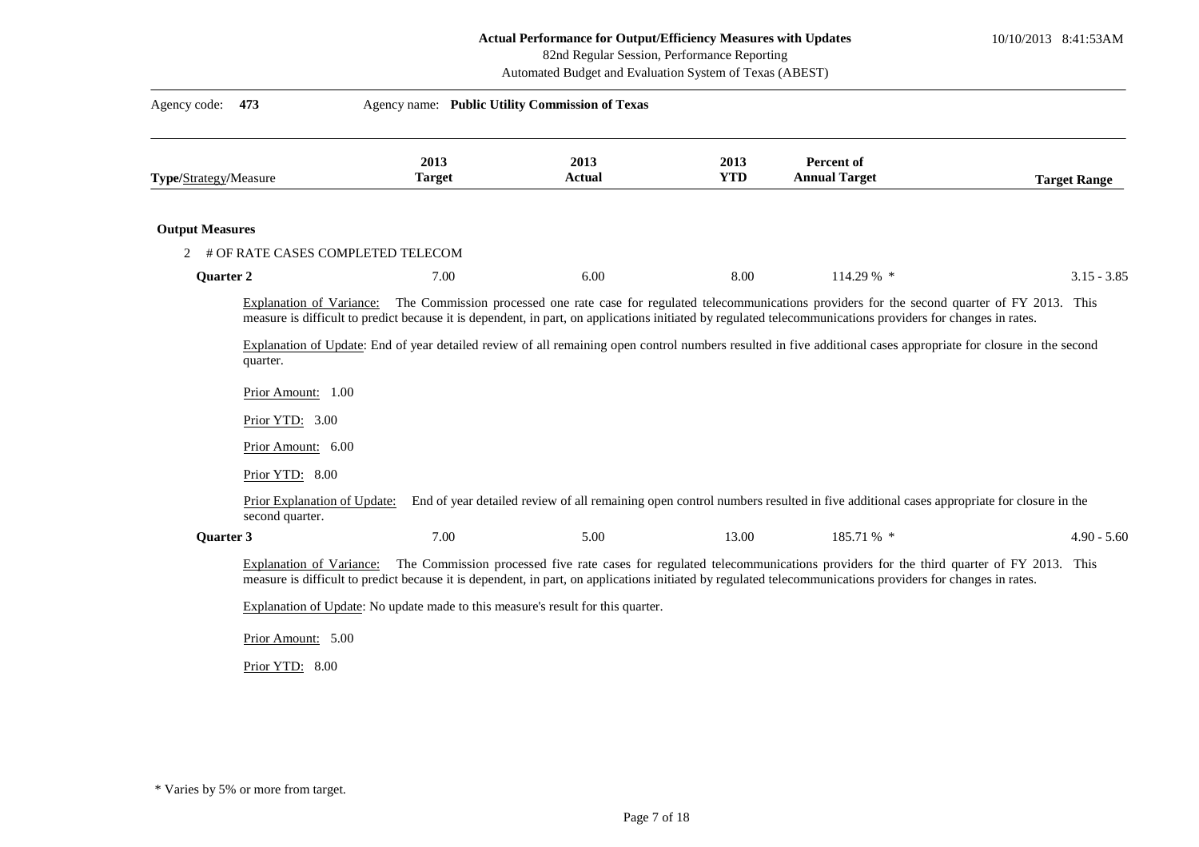**Actual Performance for Output/Efficiency Measures with Updates**
82nd Regular Session, Performance Reporting
Automated Budget and Evaluation System of Texas (ABEST)

10/10/2013 8:41:53AM

Agency code: **473** Agency name: **Public Utility Commission of Texas**

| Type/Strategy/Measure | 2013 Target | 2013 Actual | 2013 YTD | Percent of Annual Target | Target Range |
|---|---|---|---|---|---|

**Output Measures**

2 # OF RATE CASES COMPLETED TELECOM

| | 2013 Target | 2013 Actual | 2013 YTD | Percent of Annual Target | Target Range |
|---|---|---|---|---|---|
| **Quarter 2** | 7.00 | 6.00 | 8.00 | 114.29 % * | 3.15 - 3.85 |

Explanation of Variance: The Commission processed one rate case for regulated telecommunications providers for the second quarter of FY 2013. This measure is difficult to predict because it is dependent, in part, on applications initiated by regulated telecommunications providers for changes in rates.

Explanation of Update: End of year detailed review of all remaining open control numbers resulted in five additional cases appropriate for closure in the second quarter.

Prior Amount: 1.00

Prior YTD: 3.00

Prior Amount: 6.00

Prior YTD: 8.00

Prior Explanation of Update: End of year detailed review of all remaining open control numbers resulted in five additional cases appropriate for closure in the second quarter.

| | 2013 Target | 2013 Actual | 2013 YTD | Percent of Annual Target | Target Range |
|---|---|---|---|---|---|
| **Quarter 3** | 7.00 | 5.00 | 13.00 | 185.71 % * | 4.90 - 5.60 |

Explanation of Variance: The Commission processed five rate cases for regulated telecommunications providers for the third quarter of FY 2013. This measure is difficult to predict because it is dependent, in part, on applications initiated by regulated telecommunications providers for changes in rates.

Explanation of Update: No update made to this measure's result for this quarter.

Prior Amount: 5.00

Prior YTD: 8.00

\* Varies by 5% or more from target.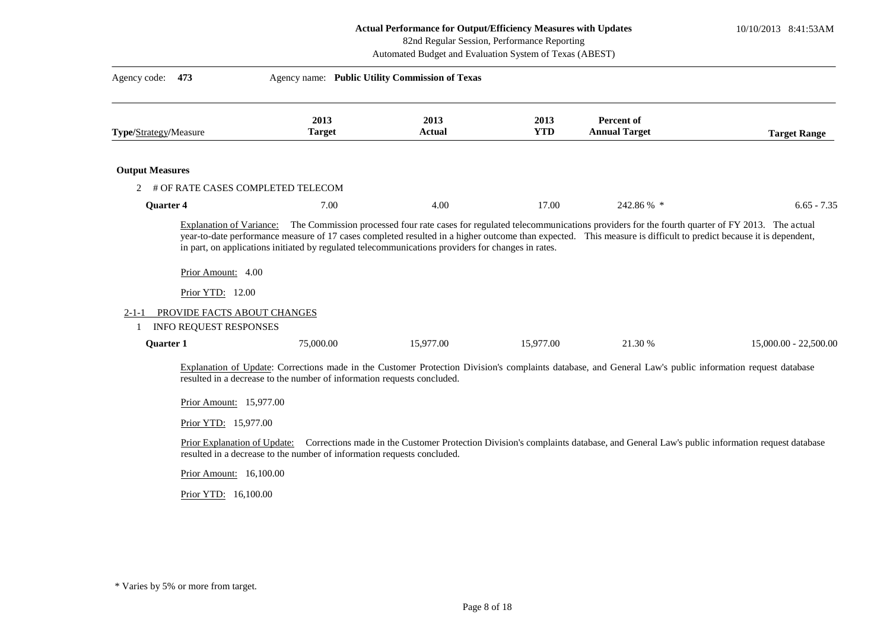Actual Performance for Output/Efficiency Measures with Updates

82nd Regular Session, Performance Reporting

Automated Budget and Evaluation System of Texas (ABEST)

10/10/2013 8:41:53AM

Agency code: **473** Agency name: **Public Utility Commission of Texas**

| Type/Strategy/Measure | 2013 Target | 2013 Actual | 2013 YTD | Percent of Annual Target | Target Range |
|---|---|---|---|---|---|
| **Output Measures** | | | | | |
| 2 # OF RATE CASES COMPLETED TELECOM | | | | | |
| **Quarter 4** | 7.00 | 4.00 | 17.00 | 242.86 % * | 6.65 - 7.35 |

Explanation of Variance: The Commission processed four rate cases for regulated telecommunications providers for the fourth quarter of FY 2013. The actual year-to-date performance measure of 17 cases completed resulted in a higher outcome than expected. This measure is difficult to predict because it is dependent, in part, on applications initiated by regulated telecommunications providers for changes in rates.

Prior Amount: 4.00

Prior YTD: 12.00

2-1-1 PROVIDE FACTS ABOUT CHANGES

| Type/Strategy/Measure | 2013 Target | 2013 Actual | 2013 YTD | Percent of Annual Target | Target Range |
|---|---|---|---|---|---|
| 1 INFO REQUEST RESPONSES | | | | | |
| **Quarter 1** | 75,000.00 | 15,977.00 | 15,977.00 | 21.30 % | 15,000.00 - 22,500.00 |

Explanation of Update: Corrections made in the Customer Protection Division's complaints database, and General Law's public information request database resulted in a decrease to the number of information requests concluded.

Prior Amount: 15,977.00

Prior YTD: 15,977.00

Prior Explanation of Update: Corrections made in the Customer Protection Division's complaints database, and General Law's public information request database resulted in a decrease to the number of information requests concluded.

Prior Amount: 16,100.00

Prior YTD: 16,100.00

\* Varies by 5% or more from target.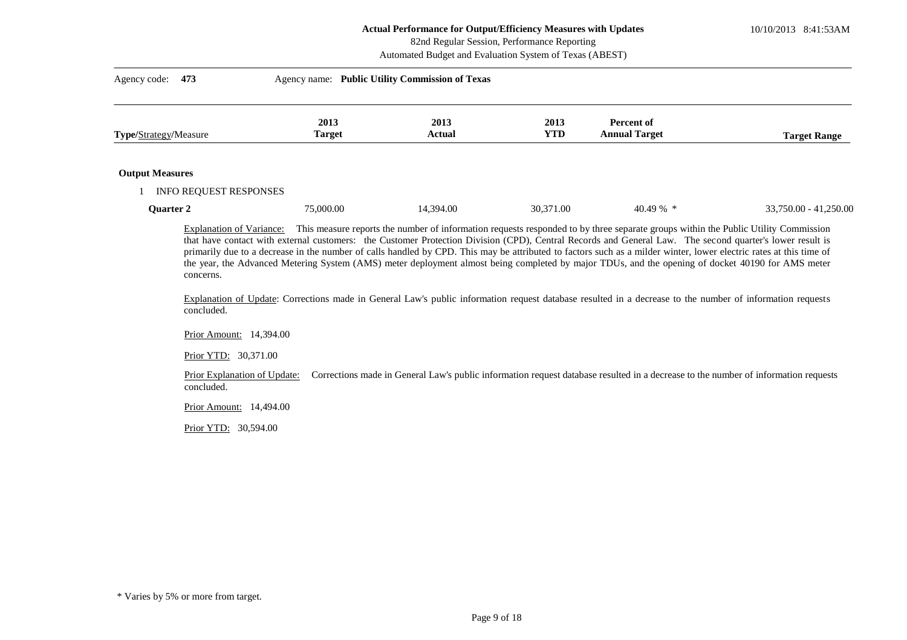**Actual Performance for Output/Efficiency Measures with Updates**
82nd Regular Session, Performance Reporting
Automated Budget and Evaluation System of Texas (ABEST)

10/10/2013 8:41:53AM

Agency code: **473** Agency name: **Public Utility Commission of Texas**

| **Type/**Strategy**/Measure** | **2013 Target** | **2013 Actual** | **2013 YTD** | **Percent of Annual Target** | **Target Range** |
|---|---|---|---|---|---|
| **Output Measures** | | | | | |
| 1 INFO REQUEST RESPONSES | | | | | |
| **Quarter 2** | 75,000.00 | 14,394.00 | 30,371.00 | 40.49 % * | 33,750.00 - 41,250.00 |

Explanation of Variance: This measure reports the number of information requests responded to by three separate groups within the Public Utility Commission that have contact with external customers: the Customer Protection Division (CPD), Central Records and General Law. The second quarter's lower result is primarily due to a decrease in the number of calls handled by CPD. This may be attributed to factors such as a milder winter, lower electric rates at this time of the year, the Advanced Metering System (AMS) meter deployment almost being completed by major TDUs, and the opening of docket 40190 for AMS meter concerns.

Explanation of Update: Corrections made in General Law's public information request database resulted in a decrease to the number of information requests concluded.

Prior Amount: 14,394.00

Prior YTD: 30,371.00

Prior Explanation of Update: Corrections made in General Law's public information request database resulted in a decrease to the number of information requests concluded.

Prior Amount: 14,494.00

Prior YTD: 30,594.00

\* Varies by 5% or more from target.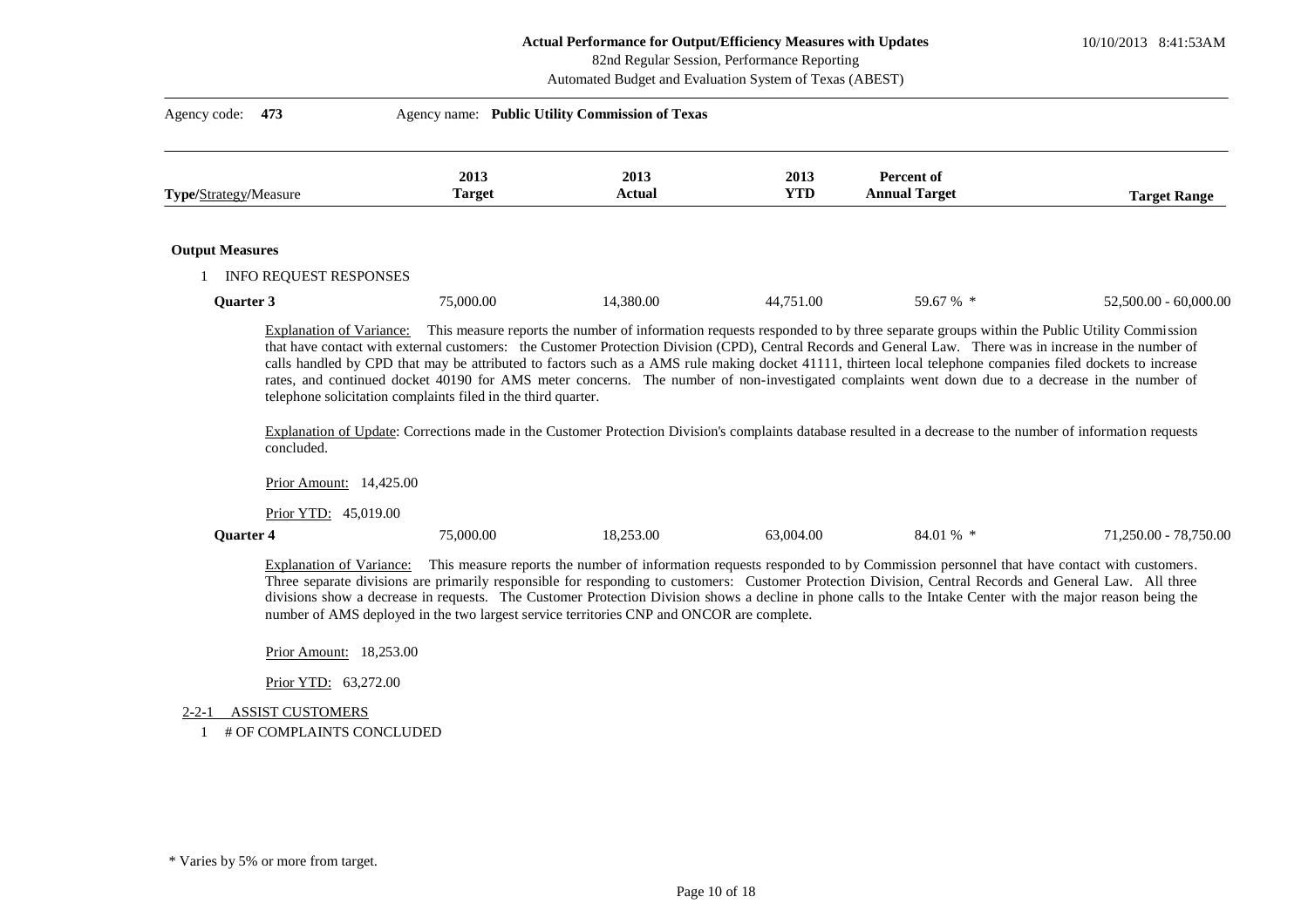Agency code: **473** Agency name: **Public Utility Commission of Texas**

| Type/Strategy/Measure | 2013 Target | 2013 Actual | 2013 YTD | Percent of Annual Target | Target Range |
|---|---|---|---|---|---|

**Output Measures**

1 INFO REQUEST RESPONSES

| | 2013 Target | 2013 Actual | 2013 YTD | Percent of Annual Target | Target Range |
|---|---|---|---|---|---|
| **Quarter 3** | 75,000.00 | 14,380.00 | 44,751.00 | 59.67 % * | 52,500.00 - 60,000.00 |

Explanation of Variance: This measure reports the number of information requests responded to by three separate groups within the Public Utility Commission that have contact with external customers: the Customer Protection Division (CPD), Central Records and General Law. There was in increase in the number of calls handled by CPD that may be attributed to factors such as a AMS rule making docket 41111, thirteen local telephone companies filed dockets to increase rates, and continued docket 40190 for AMS meter concerns. The number of non-investigated complaints went down due to a decrease in the number of telephone solicitation complaints filed in the third quarter.

Explanation of Update: Corrections made in the Customer Protection Division's complaints database resulted in a decrease to the number of information requests concluded.

Prior Amount: 14,425.00

Prior YTD: 45,019.00

| | 2013 Target | 2013 Actual | 2013 YTD | Percent of Annual Target | Target Range |
|---|---|---|---|---|---|
| **Quarter 4** | 75,000.00 | 18,253.00 | 63,004.00 | 84.01 % * | 71,250.00 - 78,750.00 |

Explanation of Variance: This measure reports the number of information requests responded to by Commission personnel that have contact with customers. Three separate divisions are primarily responsible for responding to customers: Customer Protection Division, Central Records and General Law. All three divisions show a decrease in requests. The Customer Protection Division shows a decline in phone calls to the Intake Center with the major reason being the number of AMS deployed in the two largest service territories CNP and ONCOR are complete.

Prior Amount: 18,253.00

Prior YTD: 63,272.00

2-2-1 ASSIST CUSTOMERS

1 # OF COMPLAINTS CONCLUDED

\* Varies by 5% or more from target.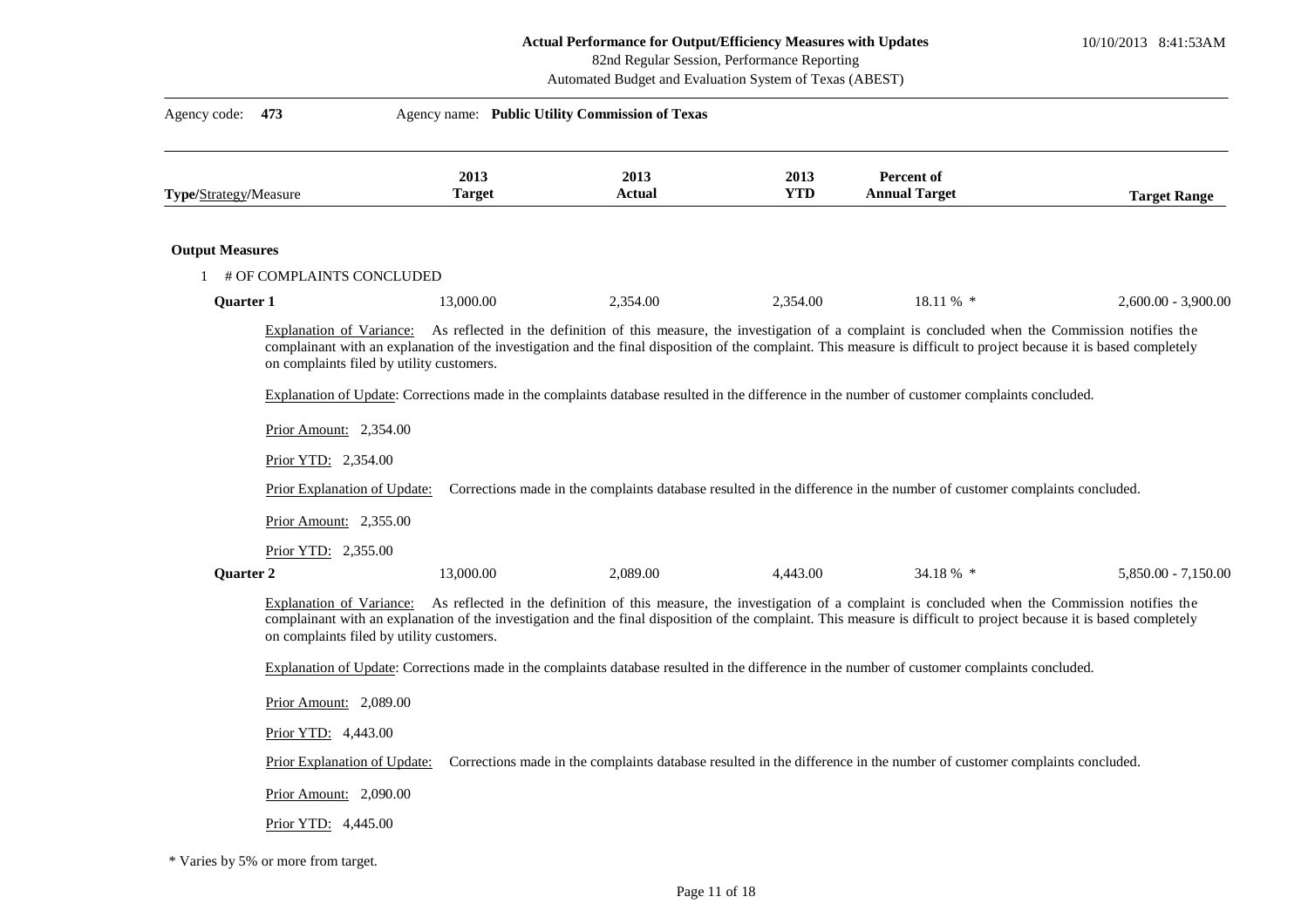**Actual Performance for Output/Efficiency Measures with Updates**

82nd Regular Session, Performance Reporting

Automated Budget and Evaluation System of Texas (ABEST)

10/10/2013 8:41:53AM

Agency code: **473** Agency name: **Public Utility Commission of Texas**

| **Type**/Strategy/Measure | **2013 Target** | **2013 Actual** | **2013 YTD** | **Percent of Annual Target** | **Target Range** |
|---|---|---|---|---|---|

**Output Measures**

1 # OF COMPLAINTS CONCLUDED

| | 2013 Target | 2013 Actual | 2013 YTD | Percent of Annual Target | Target Range |
|---|---|---|---|---|---|
| **Quarter 1** | 13,000.00 | 2,354.00 | 2,354.00 | 18.11 % * | 2,600.00 - 3,900.00 |

Explanation of Variance: As reflected in the definition of this measure, the investigation of a complaint is concluded when the Commission notifies the complainant with an explanation of the investigation and the final disposition of the complaint. This measure is difficult to project because it is based completely on complaints filed by utility customers.

Explanation of Update: Corrections made in the complaints database resulted in the difference in the number of customer complaints concluded.

Prior Amount: 2,354.00

Prior YTD: 2,354.00

Prior Explanation of Update: Corrections made in the complaints database resulted in the difference in the number of customer complaints concluded.

Prior Amount: 2,355.00

Prior YTD: 2,355.00

| | 2013 Target | 2013 Actual | 2013 YTD | Percent of Annual Target | Target Range |
|---|---|---|---|---|---|
| **Quarter 2** | 13,000.00 | 2,089.00 | 4,443.00 | 34.18 % * | 5,850.00 - 7,150.00 |

Explanation of Variance: As reflected in the definition of this measure, the investigation of a complaint is concluded when the Commission notifies the complainant with an explanation of the investigation and the final disposition of the complaint. This measure is difficult to project because it is based completely on complaints filed by utility customers.

Explanation of Update: Corrections made in the complaints database resulted in the difference in the number of customer complaints concluded.

Prior Amount: 2,089.00

Prior YTD: 4,443.00

Prior Explanation of Update: Corrections made in the complaints database resulted in the difference in the number of customer complaints concluded.

Prior Amount: 2,090.00

Prior YTD: 4,445.00

\* Varies by 5% or more from target.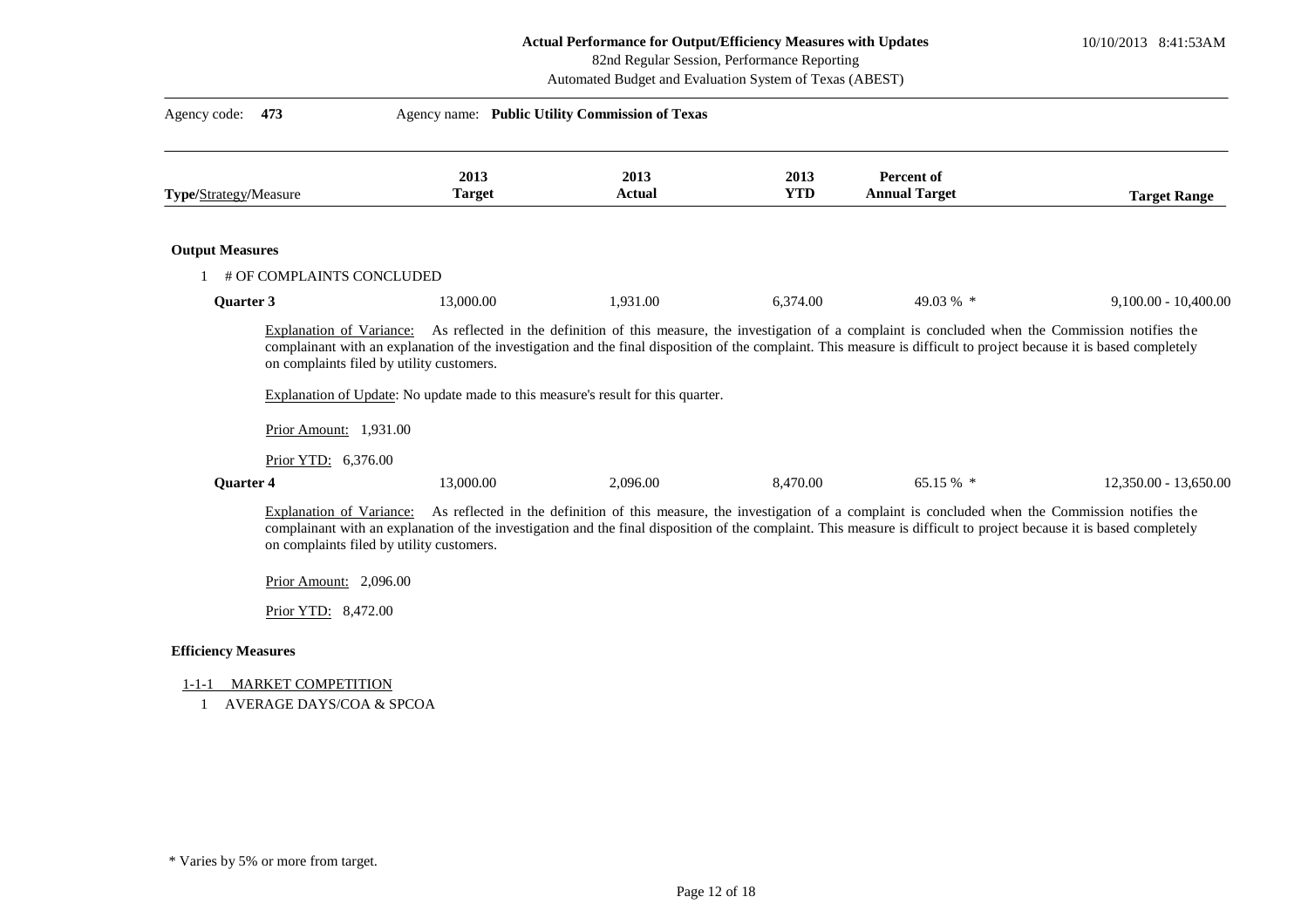**Actual Performance for Output/Efficiency Measures with Updates**
82nd Regular Session, Performance Reporting
Automated Budget and Evaluation System of Texas (ABEST)

10/10/2013 8:41:53AM

Agency code: **473** Agency name: **Public Utility Commission of Texas**

| **Type/**Strategy**/**Measure | **2013 Target** | **2013 Actual** | **2013 YTD** | **Percent of Annual Target** | **Target Range** |
|---|---|---|---|---|---|

**Output Measures**

1 # OF COMPLAINTS CONCLUDED

| | 2013 Target | 2013 Actual | 2013 YTD | Percent of Annual Target | Target Range |
|---|---|---|---|---|---|
| **Quarter 3** | 13,000.00 | 1,931.00 | 6,374.00 | 49.03 % * | 9,100.00 - 10,400.00 |

Explanation of Variance: As reflected in the definition of this measure, the investigation of a complaint is concluded when the Commission notifies the complainant with an explanation of the investigation and the final disposition of the complaint. This measure is difficult to project because it is based completely on complaints filed by utility customers.

Explanation of Update: No update made to this measure's result for this quarter.

Prior Amount: 1,931.00

Prior YTD: 6,376.00

| | 2013 Target | 2013 Actual | 2013 YTD | Percent of Annual Target | Target Range |
|---|---|---|---|---|---|
| **Quarter 4** | 13,000.00 | 2,096.00 | 8,470.00 | 65.15 % * | 12,350.00 - 13,650.00 |

Explanation of Variance: As reflected in the definition of this measure, the investigation of a complaint is concluded when the Commission notifies the complainant with an explanation of the investigation and the final disposition of the complaint. This measure is difficult to project because it is based completely on complaints filed by utility customers.

Prior Amount: 2,096.00

Prior YTD: 8,472.00

**Efficiency Measures**

1-1-1 MARKET COMPETITION

1 AVERAGE DAYS/COA & SPCOA

\* Varies by 5% or more from target.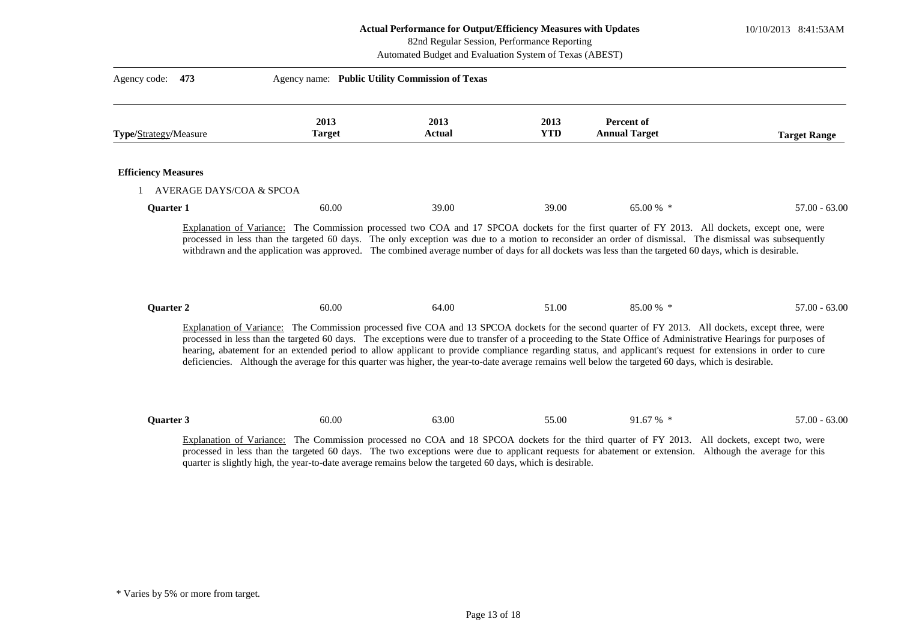**Actual Performance for Output/Efficiency Measures with Updates**
82nd Regular Session, Performance Reporting
Automated Budget and Evaluation System of Texas (ABEST)

10/10/2013 8:41:53AM

Agency code: **473** Agency name: **Public Utility Commission of Texas**

| **Type/**Strategy**/**Measure | **2013 Target** | **2013 Actual** | **2013 YTD** | **Percent of Annual Target** | **Target Range** |
|---|---|---|---|---|---|
| **Efficiency Measures** | | | | | |
| 1 AVERAGE DAYS/COA & SPCOA | | | | | |
| **Quarter 1** | 60.00 | 39.00 | 39.00 | 65.00 % * | 57.00 - 63.00 |

Explanation of Variance: The Commission processed two COA and 17 SPCOA dockets for the first quarter of FY 2013. All dockets, except one, were processed in less than the targeted 60 days. The only exception was due to a motion to reconsider an order of dismissal. The dismissal was subsequently withdrawn and the application was approved. The combined average number of days for all dockets was less than the targeted 60 days, which is desirable.

| | **2013 Target** | **2013 Actual** | **2013 YTD** | **Percent of Annual Target** | **Target Range** |
|---|---|---|---|---|---|
| **Quarter 2** | 60.00 | 64.00 | 51.00 | 85.00 % * | 57.00 - 63.00 |

Explanation of Variance: The Commission processed five COA and 13 SPCOA dockets for the second quarter of FY 2013. All dockets, except three, were processed in less than the targeted 60 days. The exceptions were due to transfer of a proceeding to the State Office of Administrative Hearings for purposes of hearing, abatement for an extended period to allow applicant to provide compliance regarding status, and applicant's request for extensions in order to cure deficiencies. Although the average for this quarter was higher, the year-to-date average remains well below the targeted 60 days, which is desirable.

| | **2013 Target** | **2013 Actual** | **2013 YTD** | **Percent of Annual Target** | **Target Range** |
|---|---|---|---|---|---|
| **Quarter 3** | 60.00 | 63.00 | 55.00 | 91.67 % * | 57.00 - 63.00 |

Explanation of Variance: The Commission processed no COA and 18 SPCOA dockets for the third quarter of FY 2013. All dockets, except two, were processed in less than the targeted 60 days. The two exceptions were due to applicant requests for abatement or extension. Although the average for this quarter is slightly high, the year-to-date average remains below the targeted 60 days, which is desirable.

\* Varies by 5% or more from target.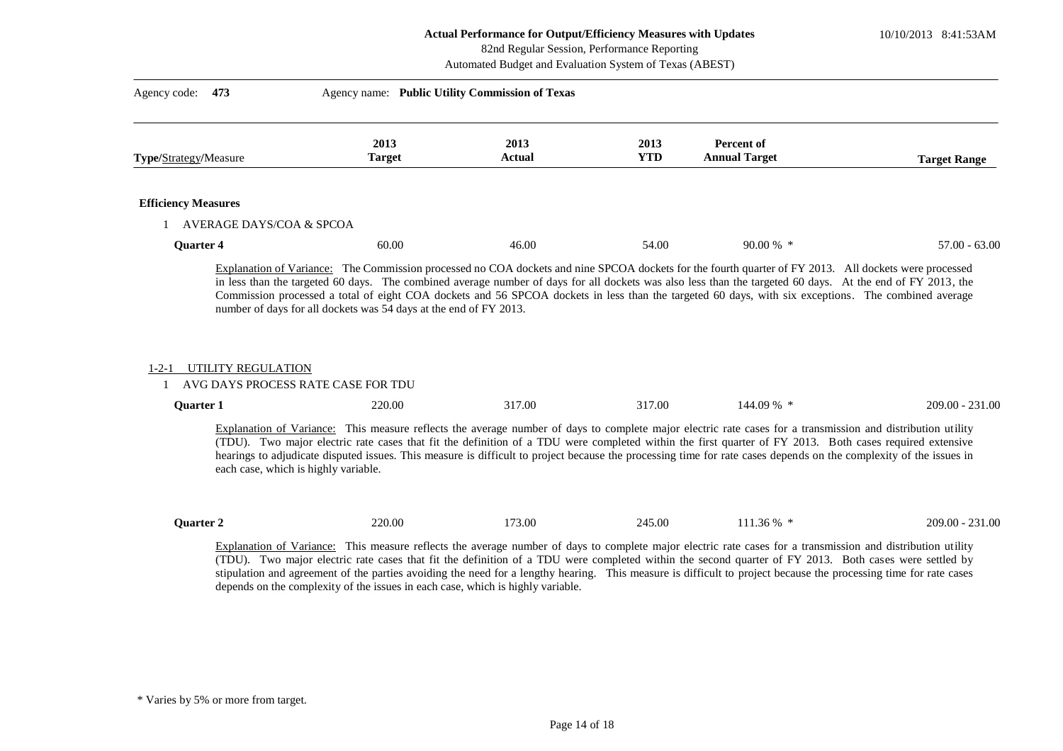**Actual Performance for Output/Efficiency Measures with Updates**
82nd Regular Session, Performance Reporting
Automated Budget and Evaluation System of Texas (ABEST)

Agency code: **473** Agency name: **Public Utility Commission of Texas**

| Type/Strategy/Measure | 2013 Target | 2013 Actual | 2013 YTD | Percent of Annual Target | Target Range |
|---|---|---|---|---|---|
| **Efficiency Measures** | | | | | |
| 1 AVERAGE DAYS/COA & SPCOA | | | | | |
| **Quarter 4** | 60.00 | 46.00 | 54.00 | 90.00 % * | 57.00 - 63.00 |

Explanation of Variance: The Commission processed no COA dockets and nine SPCOA dockets for the fourth quarter of FY 2013. All dockets were processed in less than the targeted 60 days. The combined average number of days for all dockets was also less than the targeted 60 days. At the end of FY 2013, the Commission processed a total of eight COA dockets and 56 SPCOA dockets in less than the targeted 60 days, with six exceptions. The combined average number of days for all dockets was 54 days at the end of FY 2013.

1-2-1 UTILITY REGULATION

| Type/Strategy/Measure | 2013 Target | 2013 Actual | 2013 YTD | Percent of Annual Target | Target Range |
|---|---|---|---|---|---|
| 1 AVG DAYS PROCESS RATE CASE FOR TDU | | | | | |
| **Quarter 1** | 220.00 | 317.00 | 317.00 | 144.09 % * | 209.00 - 231.00 |

Explanation of Variance: This measure reflects the average number of days to complete major electric rate cases for a transmission and distribution utility (TDU). Two major electric rate cases that fit the definition of a TDU were completed within the first quarter of FY 2013. Both cases required extensive hearings to adjudicate disputed issues. This measure is difficult to project because the processing time for rate cases depends on the complexity of the issues in each case, which is highly variable.

| Type/Strategy/Measure | 2013 Target | 2013 Actual | 2013 YTD | Percent of Annual Target | Target Range |
|---|---|---|---|---|---|
| **Quarter 2** | 220.00 | 173.00 | 245.00 | 111.36 % * | 209.00 - 231.00 |

Explanation of Variance: This measure reflects the average number of days to complete major electric rate cases for a transmission and distribution utility (TDU). Two major electric rate cases that fit the definition of a TDU were completed within the second quarter of FY 2013. Both cases were settled by stipulation and agreement of the parties avoiding the need for a lengthy hearing. This measure is difficult to project because the processing time for rate cases depends on the complexity of the issues in each case, which is highly variable.

\* Varies by 5% or more from target.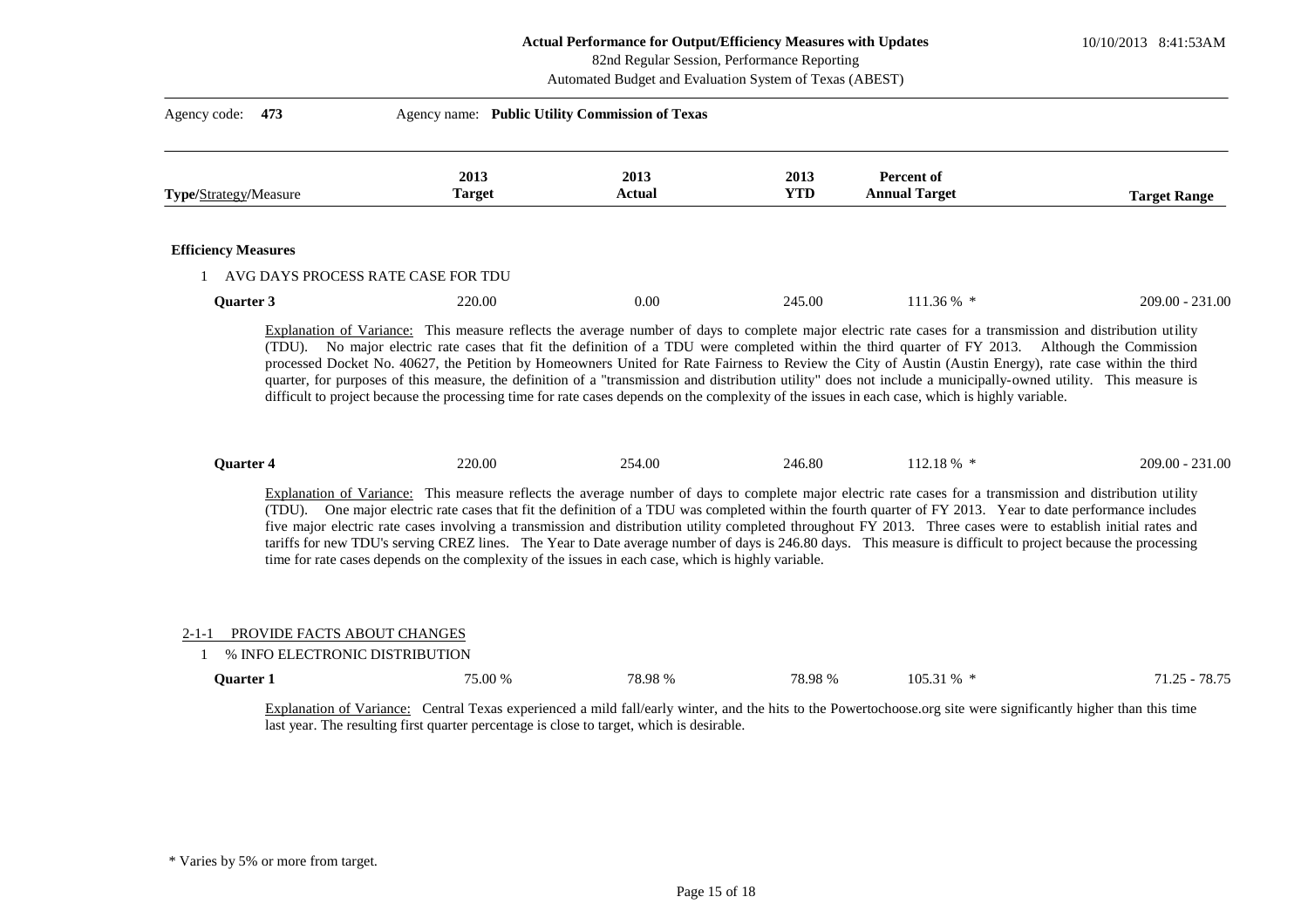**Actual Performance for Output/Efficiency Measures with Updates**
82nd Regular Session, Performance Reporting
Automated Budget and Evaluation System of Texas (ABEST)

Agency code: **473** Agency name: **Public Utility Commission of Texas**

| **Type**/Strategy/Measure | 2013 Target | 2013 Actual | 2013 YTD | Percent of Annual Target | Target Range |
|---|---|---|---|---|---|
| **Efficiency Measures** | | | | | |
| 1 AVG DAYS PROCESS RATE CASE FOR TDU | | | | | |
| **Quarter 3** | 220.00 | 0.00 | 245.00 | 111.36 % * | 209.00 - 231.00 |

Explanation of Variance: This measure reflects the average number of days to complete major electric rate cases for a transmission and distribution utility (TDU). No major electric rate cases that fit the definition of a TDU were completed within the third quarter of FY 2013. Although the Commission processed Docket No. 40627, the Petition by Homeowners United for Rate Fairness to Review the City of Austin (Austin Energy), rate case within the third quarter, for purposes of this measure, the definition of a "transmission and distribution utility" does not include a municipally-owned utility. This measure is difficult to project because the processing time for rate cases depends on the complexity of the issues in each case, which is highly variable.

| **Type**/Strategy/Measure | 2013 Target | 2013 Actual | 2013 YTD | Percent of Annual Target | Target Range |
|---|---|---|---|---|---|
| **Quarter 4** | 220.00 | 254.00 | 246.80 | 112.18 % * | 209.00 - 231.00 |

Explanation of Variance: This measure reflects the average number of days to complete major electric rate cases for a transmission and distribution utility (TDU). One major electric rate cases that fit the definition of a TDU was completed within the fourth quarter of FY 2013. Year to date performance includes five major electric rate cases involving a transmission and distribution utility completed throughout FY 2013. Three cases were to establish initial rates and tariffs for new TDU's serving CREZ lines. The Year to Date average number of days is 246.80 days. This measure is difficult to project because the processing time for rate cases depends on the complexity of the issues in each case, which is highly variable.

2-1-1 PROVIDE FACTS ABOUT CHANGES

| **Type**/Strategy/Measure | 2013 Target | 2013 Actual | 2013 YTD | Percent of Annual Target | Target Range |
|---|---|---|---|---|---|
| 1 % INFO ELECTRONIC DISTRIBUTION | | | | | |
| **Quarter 1** | 75.00 % | 78.98 % | 78.98 % | 105.31 % * | 71.25 - 78.75 |

Explanation of Variance: Central Texas experienced a mild fall/early winter, and the hits to the Powertochoose.org site were significantly higher than this time last year. The resulting first quarter percentage is close to target, which is desirable.

\* Varies by 5% or more from target.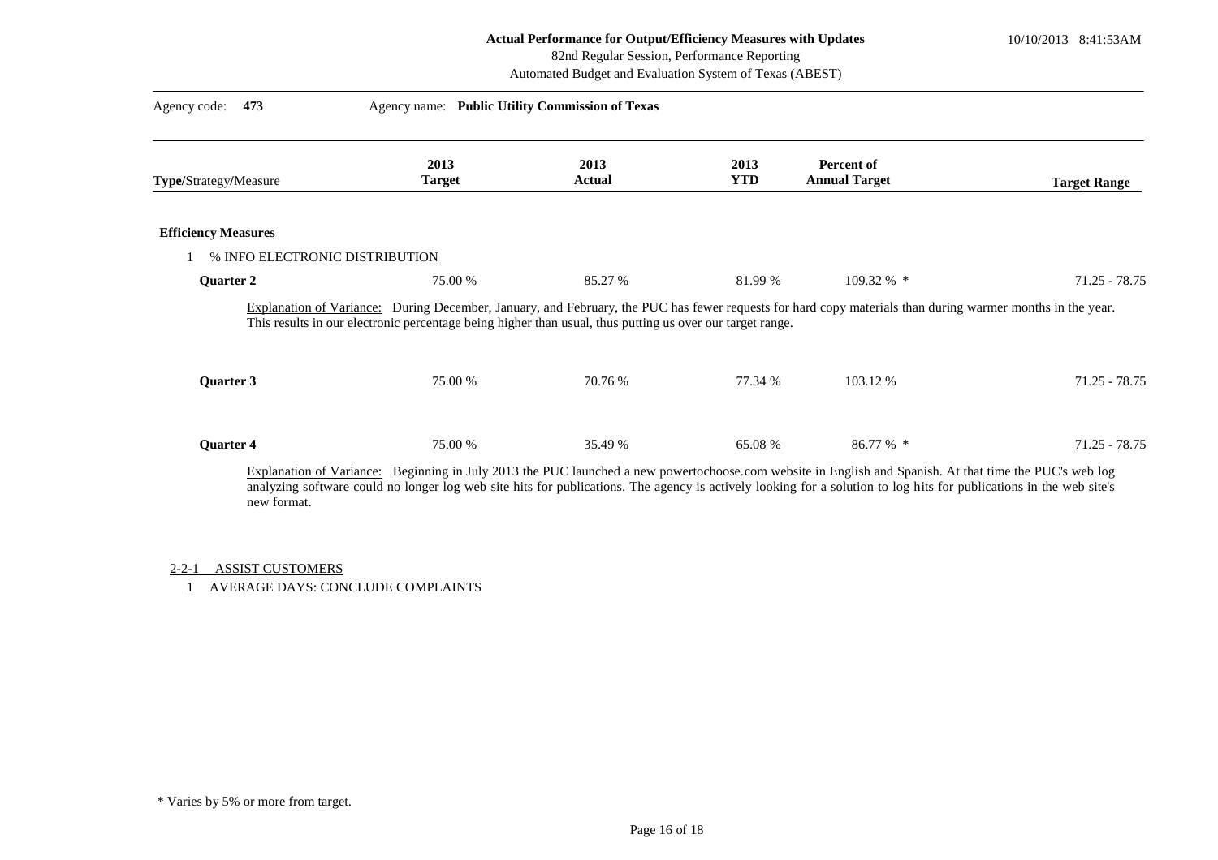**Actual Performance for Output/Efficiency Measures with Updates**
82nd Regular Session, Performance Reporting
Automated Budget and Evaluation System of Texas (ABEST)

Agency code: **473** Agency name: **Public Utility Commission of Texas**

| Type/Strategy/Measure | 2013 Target | 2013 Actual | 2013 YTD | Percent of Annual Target | Target Range |
|---|---|---|---|---|---|
| **Efficiency Measures** | | | | | |
| 1 % INFO ELECTRONIC DISTRIBUTION | | | | | |
| **Quarter 2** | 75.00 % | 85.27 % | 81.99 % | 109.32 % * | 71.25 - 78.75 |

Explanation of Variance: During December, January, and February, the PUC has fewer requests for hard copy materials than during warmer months in the year. This results in our electronic percentage being higher than usual, thus putting us over our target range.

| Type/Strategy/Measure | 2013 Target | 2013 Actual | 2013 YTD | Percent of Annual Target | Target Range |
|---|---|---|---|---|---|
| **Quarter 3** | 75.00 % | 70.76 % | 77.34 % | 103.12 % | 71.25 - 78.75 |
| **Quarter 4** | 75.00 % | 35.49 % | 65.08 % | 86.77 % * | 71.25 - 78.75 |

Explanation of Variance: Beginning in July 2013 the PUC launched a new powertochoose.com website in English and Spanish. At that time the PUC's web log analyzing software could no longer log web site hits for publications. The agency is actively looking for a solution to log hits for publications in the web site's new format.

2-2-1 ASSIST CUSTOMERS

1 AVERAGE DAYS: CONCLUDE COMPLAINTS

\* Varies by 5% or more from target.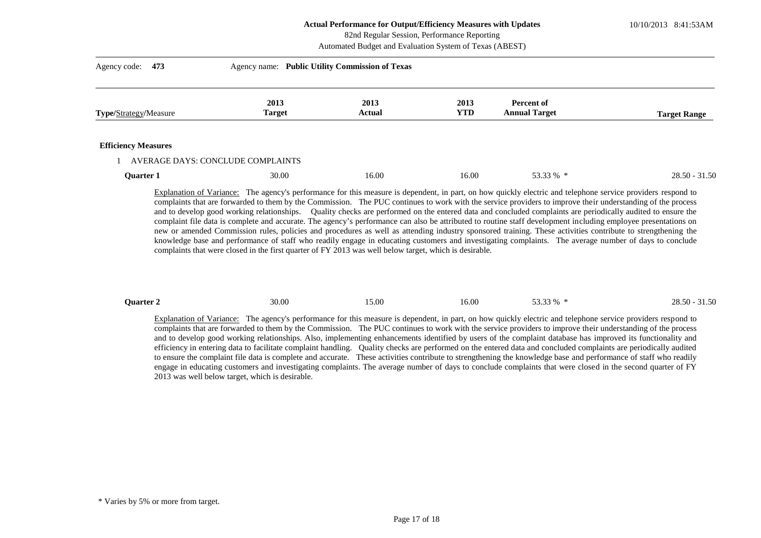# Actual Performance for Output/Efficiency Measures with Updates

82nd Regular Session, Performance Reporting
Automated Budget and Evaluation System of Texas (ABEST)

10/10/2013 8:41:53AM

Agency code: **473** Agency name: **Public Utility Commission of Texas**

| **Type**/<u>Strategy</u>/Measure | 2013 Target | 2013 Actual | 2013 YTD | Percent of Annual Target | Target Range |
|---|---|---|---|---|---|
| **Efficiency Measures** | | | | | |
| 1 AVERAGE DAYS: CONCLUDE COMPLAINTS | | | | | |
| **Quarter 1** | 30.00 | 16.00 | 16.00 | 53.33 % * | 28.50 - 31.50 |

<u>Explanation of Variance:</u> The agency's performance for this measure is dependent, in part, on how quickly electric and telephone service providers respond to complaints that are forwarded to them by the Commission. The PUC continues to work with the service providers to improve their understanding of the process and to develop good working relationships. Quality checks are performed on the entered data and concluded complaints are periodically audited to ensure the complaint file data is complete and accurate. The agency's performance can also be attributed to routine staff development including employee presentations on new or amended Commission rules, policies and procedures as well as attending industry sponsored training. These activities contribute to strengthening the knowledge base and performance of staff who readily engage in educating customers and investigating complaints. The average number of days to conclude complaints that were closed in the first quarter of FY 2013 was well below target, which is desirable.

| | 2013 Target | 2013 Actual | 2013 YTD | Percent of Annual Target | Target Range |
|---|---|---|---|---|---|
| **Quarter 2** | 30.00 | 15.00 | 16.00 | 53.33 % * | 28.50 - 31.50 |

<u>Explanation of Variance:</u> The agency's performance for this measure is dependent, in part, on how quickly electric and telephone service providers respond to complaints that are forwarded to them by the Commission. The PUC continues to work with the service providers to improve their understanding of the process and to develop good working relationships. Also, implementing enhancements identified by users of the complaint database has improved its functionality and efficiency in entering data to facilitate complaint handling. Quality checks are performed on the entered data and concluded complaints are periodically audited to ensure the complaint file data is complete and accurate. These activities contribute to strengthening the knowledge base and performance of staff who readily engage in educating customers and investigating complaints. The average number of days to conclude complaints that were closed in the second quarter of FY 2013 was well below target, which is desirable.

\* Varies by 5% or more from target.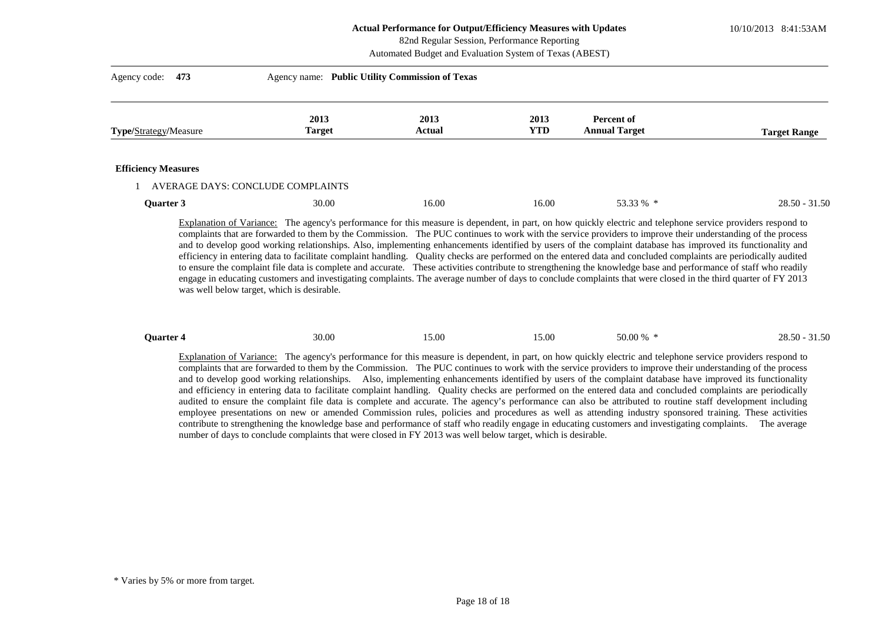**Actual Performance for Output/Efficiency Measures with Updates**
82nd Regular Session, Performance Reporting
Automated Budget and Evaluation System of Texas (ABEST)

10/10/2013 8:41:53AM

Agency code: **473** Agency name: **Public Utility Commission of Texas**

| **Type**/Strategy/Measure | 2013 Target | 2013 Actual | 2013 YTD | Percent of Annual Target | Target Range |
|---|---|---|---|---|---|
| **Efficiency Measures** | | | | | |
| 1 AVERAGE DAYS: CONCLUDE COMPLAINTS | | | | | |
| **Quarter 3** | 30.00 | 16.00 | 16.00 | 53.33 % * | 28.50 - 31.50 |

Explanation of Variance: The agency's performance for this measure is dependent, in part, on how quickly electric and telephone service providers respond to complaints that are forwarded to them by the Commission. The PUC continues to work with the service providers to improve their understanding of the process and to develop good working relationships. Also, implementing enhancements identified by users of the complaint database has improved its functionality and efficiency in entering data to facilitate complaint handling. Quality checks are performed on the entered data and concluded complaints are periodically audited to ensure the complaint file data is complete and accurate. These activities contribute to strengthening the knowledge base and performance of staff who readily engage in educating customers and investigating complaints. The average number of days to conclude complaints that were closed in the third quarter of FY 2013 was well below target, which is desirable.

| **Type**/Strategy/Measure | 2013 Target | 2013 Actual | 2013 YTD | Percent of Annual Target | Target Range |
|---|---|---|---|---|---|
| **Quarter 4** | 30.00 | 15.00 | 15.00 | 50.00 % * | 28.50 - 31.50 |

Explanation of Variance: The agency's performance for this measure is dependent, in part, on how quickly electric and telephone service providers respond to complaints that are forwarded to them by the Commission. The PUC continues to work with the service providers to improve their understanding of the process and to develop good working relationships. Also, implementing enhancements identified by users of the complaint database have improved its functionality and efficiency in entering data to facilitate complaint handling. Quality checks are performed on the entered data and concluded complaints are periodically audited to ensure the complaint file data is complete and accurate. The agency's performance can also be attributed to routine staff development including employee presentations on new or amended Commission rules, policies and procedures as well as attending industry sponsored training. These activities contribute to strengthening the knowledge base and performance of staff who readily engage in educating customers and investigating complaints. The average number of days to conclude complaints that were closed in FY 2013 was well below target, which is desirable.

\* Varies by 5% or more from target.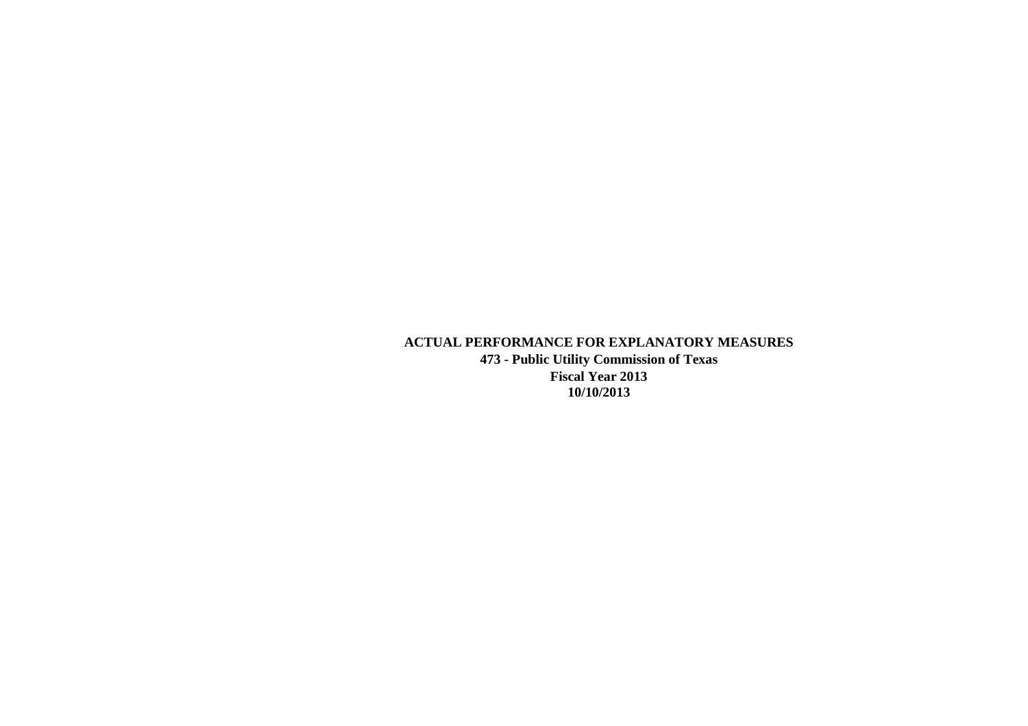**ACTUAL PERFORMANCE FOR EXPLANATORY MEASURES**

**473 - Public Utility Commission of Texas**

**Fiscal Year 2013**

**10/10/2013**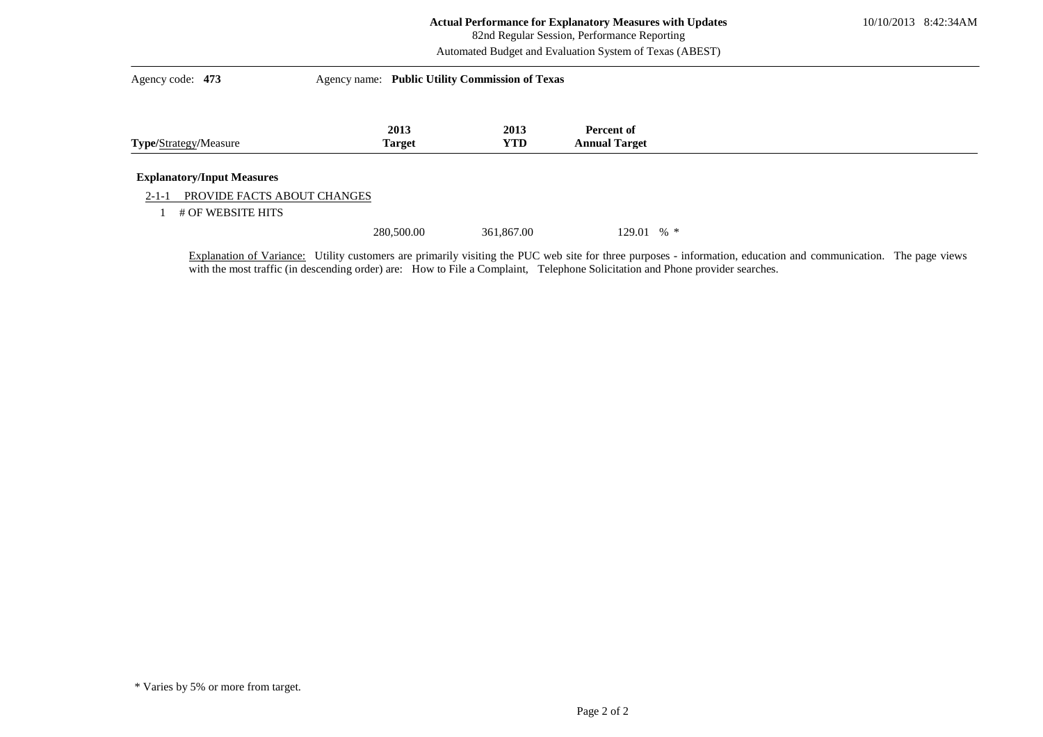**Actual Performance for Explanatory Measures with Updates**

82nd Regular Session, Performance Reporting

Automated Budget and Evaluation System of Texas (ABEST)

10/10/2013 8:42:34AM

Agency code: **473** Agency name: **Public Utility Commission of Texas**

| **Type**/Strategy/Measure | **2013 Target** | **2013 YTD** | **Percent of Annual Target** |
|---|---|---|---|
| **Explanatory/Input Measures** | | | |
| 2-1-1 PROVIDE FACTS ABOUT CHANGES | | | |
| 1 # OF WEBSITE HITS | | | |
| | 280,500.00 | 361,867.00 | 129.01 % * |

Explanation of Variance: Utility customers are primarily visiting the PUC web site for three purposes - information, education and communication. The page views with the most traffic (in descending order) are: How to File a Complaint, Telephone Solicitation and Phone provider searches.

\* Varies by 5% or more from target.